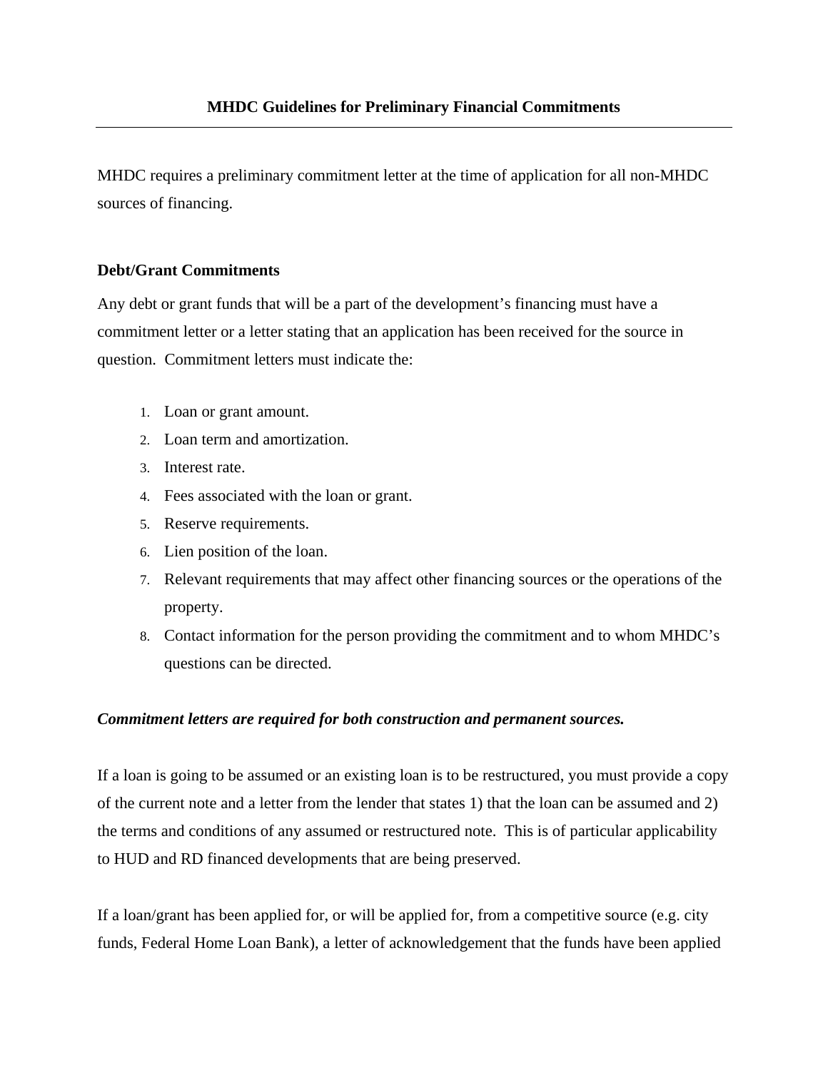# MHDC Guidelines for Preliminary Financial Commitments

MHDC requires a preliminary commitment letter at the time of application for all non-MHDC sources of financing.

## Debt/Grant Commitments

Any debt or grant funds that will be a part of the development's financing must have a commitment letter or a letter stating that an application has been received for the source in question. Commitment letters must indicate the:

1. Loan or grant amount.
2. Loan term and amortization.
3. Interest rate.
4. Fees associated with the loan or grant.
5. Reserve requirements.
6. Lien position of the loan.
7. Relevant requirements that may affect other financing sources or the operations of the property.
8. Contact information for the person providing the commitment and to whom MHDC's questions can be directed.

***Commitment letters are required for both construction and permanent sources.***

If a loan is going to be assumed or an existing loan is to be restructured, you must provide a copy of the current note and a letter from the lender that states 1) that the loan can be assumed and 2) the terms and conditions of any assumed or restructured note. This is of particular applicability to HUD and RD financed developments that are being preserved.

If a loan/grant has been applied for, or will be applied for, from a competitive source (e.g. city funds, Federal Home Loan Bank), a letter of acknowledgement that the funds have been applied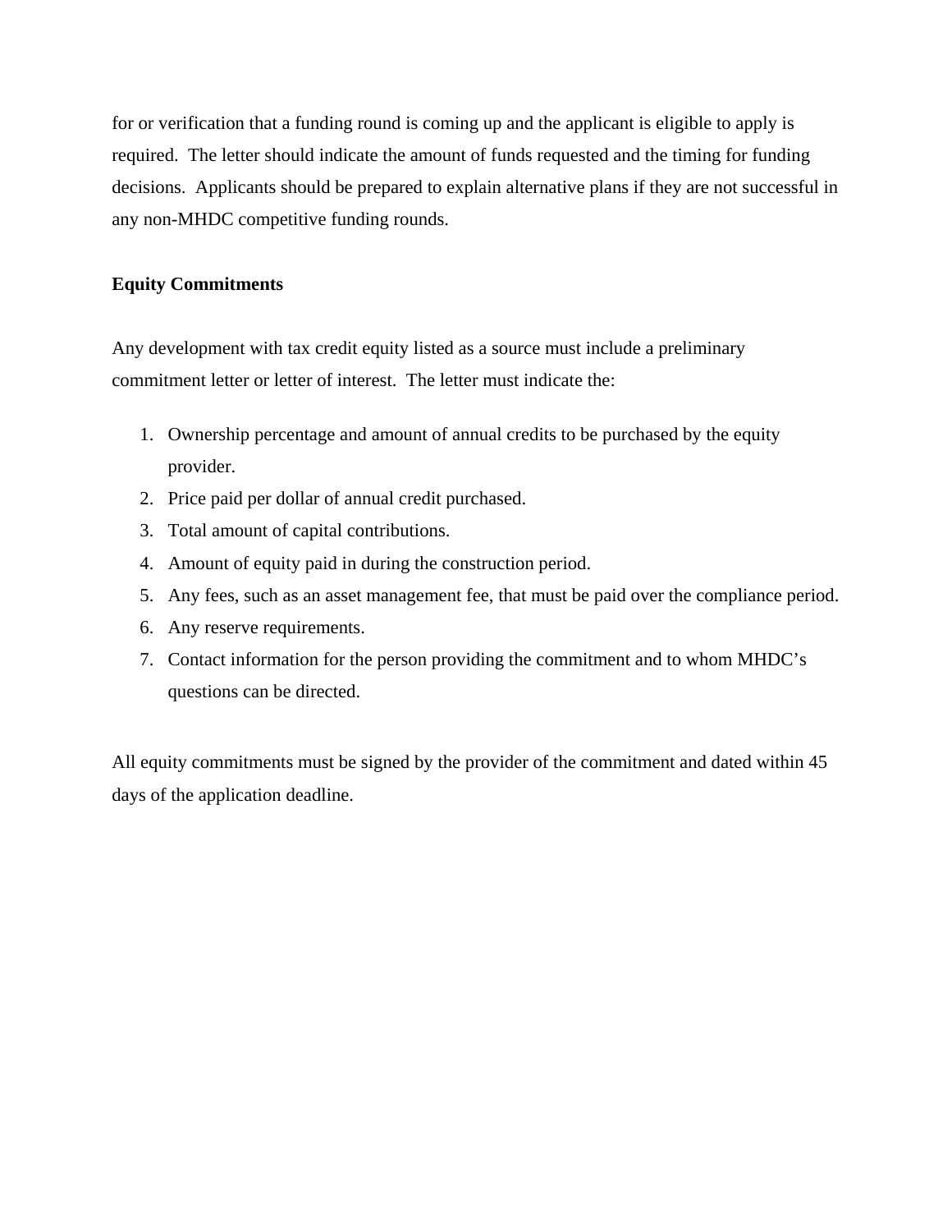for or verification that a funding round is coming up and the applicant is eligible to apply is required.  The letter should indicate the amount of funds requested and the timing for funding decisions.  Applicants should be prepared to explain alternative plans if they are not successful in any non-MHDC competitive funding rounds.

**Equity Commitments**

Any development with tax credit equity listed as a source must include a preliminary commitment letter or letter of interest.  The letter must indicate the:

1. Ownership percentage and amount of annual credits to be purchased by the equity provider.
2. Price paid per dollar of annual credit purchased.
3. Total amount of capital contributions.
4. Amount of equity paid in during the construction period.
5. Any fees, such as an asset management fee, that must be paid over the compliance period.
6. Any reserve requirements.
7. Contact information for the person providing the commitment and to whom MHDC's questions can be directed.

All equity commitments must be signed by the provider of the commitment and dated within 45 days of the application deadline.